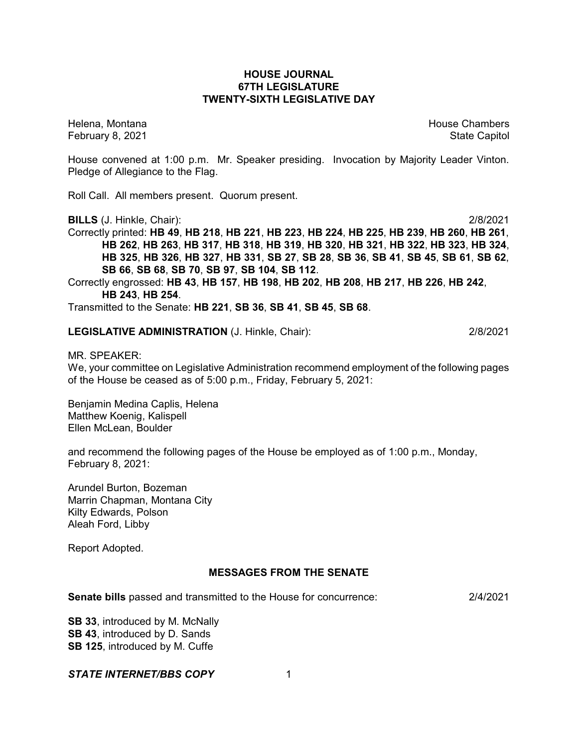# HOUSE JOURNAL
## 67TH LEGISLATURE
## TWENTY-SIXTH LEGISLATIVE DAY

Helena, Montana  
February 8, 2021

House Chambers  
State Capitol

House convened at 1:00 p.m. Mr. Speaker presiding. Invocation by Majority Leader Vinton. Pledge of Allegiance to the Flag.

Roll Call. All members present. Quorum present.

**BILLS** (J. Hinkle, Chair): 2/8/2021

Correctly printed: **HB 49**, **HB 218**, **HB 221**, **HB 223**, **HB 224**, **HB 225**, **HB 239**, **HB 260**, **HB 261**, **HB 262**, **HB 263**, **HB 317**, **HB 318**, **HB 319**, **HB 320**, **HB 321**, **HB 322**, **HB 323**, **HB 324**, **HB 325**, **HB 326**, **HB 327**, **HB 331**, **SB 27**, **SB 28**, **SB 36**, **SB 41**, **SB 45**, **SB 61**, **SB 62**, **SB 66**, **SB 68**, **SB 70**, **SB 97**, **SB 104**, **SB 112**.

Correctly engrossed: **HB 43**, **HB 157**, **HB 198**, **HB 202**, **HB 208**, **HB 217**, **HB 226**, **HB 242**, **HB 243**, **HB 254**.

Transmitted to the Senate: **HB 221**, **SB 36**, **SB 41**, **SB 45**, **SB 68**.

**LEGISLATIVE ADMINISTRATION** (J. Hinkle, Chair): 2/8/2021

MR. SPEAKER:

We, your committee on Legislative Administration recommend employment of the following pages of the House be ceased as of 5:00 p.m., Friday, February 5, 2021:

Benjamin Medina Caplis, Helena  
Matthew Koenig, Kalispell  
Ellen McLean, Boulder

and recommend the following pages of the House be employed as of 1:00 p.m., Monday, February 8, 2021:

Arundel Burton, Bozeman  
Marrin Chapman, Montana City  
Kilty Edwards, Polson  
Aleah Ford, Libby

Report Adopted.

## MESSAGES FROM THE SENATE

**Senate bills** passed and transmitted to the House for concurrence: 2/4/2021

**SB 33**, introduced by M. McNally  
**SB 43**, introduced by D. Sands  
**SB 125**, introduced by M. Cuffe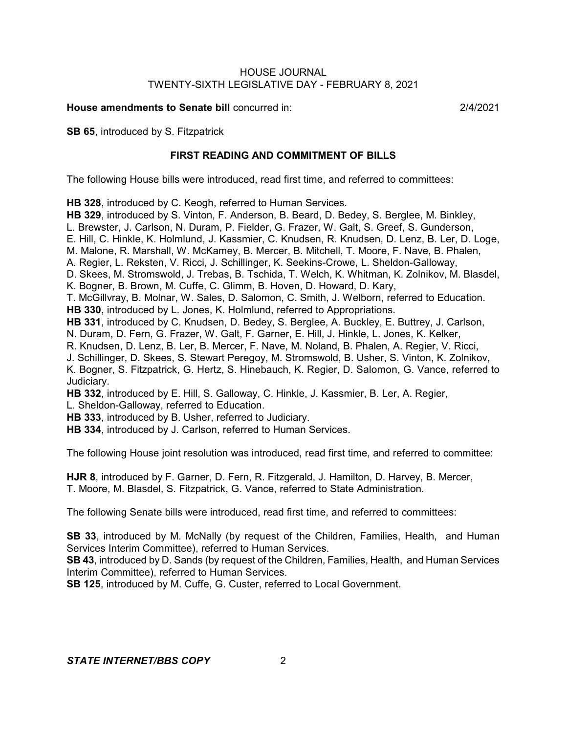**House amendments to Senate bill** concurred in: 2/4/2021

**SB 65**, introduced by S. Fitzpatrick

## FIRST READING AND COMMITMENT OF BILLS

The following House bills were introduced, read first time, and referred to committees:

**HB 328**, introduced by C. Keogh, referred to Human Services.
**HB 329**, introduced by S. Vinton, F. Anderson, B. Beard, D. Bedey, S. Berglee, M. Binkley, L. Brewster, J. Carlson, N. Duram, P. Fielder, G. Frazer, W. Galt, S. Greef, S. Gunderson, E. Hill, C. Hinkle, K. Holmlund, J. Kassmier, C. Knudsen, R. Knudsen, D. Lenz, B. Ler, D. Loge, M. Malone, R. Marshall, W. McKamey, B. Mercer, B. Mitchell, T. Moore, F. Nave, B. Phalen, A. Regier, L. Reksten, V. Ricci, J. Schillinger, K. Seekins-Crowe, L. Sheldon-Galloway, D. Skees, M. Stromswold, J. Trebas, B. Tschida, T. Welch, K. Whitman, K. Zolnikov, M. Blasdel, K. Bogner, B. Brown, M. Cuffe, C. Glimm, B. Hoven, D. Howard, D. Kary, T. McGillvray, B. Molnar, W. Sales, D. Salomon, C. Smith, J. Welborn, referred to Education.
**HB 330**, introduced by L. Jones, K. Holmlund, referred to Appropriations.
**HB 331**, introduced by C. Knudsen, D. Bedey, S. Berglee, A. Buckley, E. Buttrey, J. Carlson, N. Duram, D. Fern, G. Frazer, W. Galt, F. Garner, E. Hill, J. Hinkle, L. Jones, K. Kelker, R. Knudsen, D. Lenz, B. Ler, B. Mercer, F. Nave, M. Noland, B. Phalen, A. Regier, V. Ricci, J. Schillinger, D. Skees, S. Stewart Peregoy, M. Stromswold, B. Usher, S. Vinton, K. Zolnikov, K. Bogner, S. Fitzpatrick, G. Hertz, S. Hinebauch, K. Regier, D. Salomon, G. Vance, referred to Judiciary.
**HB 332**, introduced by E. Hill, S. Galloway, C. Hinkle, J. Kassmier, B. Ler, A. Regier, L. Sheldon-Galloway, referred to Education.
**HB 333**, introduced by B. Usher, referred to Judiciary.
**HB 334**, introduced by J. Carlson, referred to Human Services.

The following House joint resolution was introduced, read first time, and referred to committee:

**HJR 8**, introduced by F. Garner, D. Fern, R. Fitzgerald, J. Hamilton, D. Harvey, B. Mercer, T. Moore, M. Blasdel, S. Fitzpatrick, G. Vance, referred to State Administration.

The following Senate bills were introduced, read first time, and referred to committees:

**SB 33**, introduced by M. McNally (by request of the Children, Families, Health, and Human Services Interim Committee), referred to Human Services.
**SB 43**, introduced by D. Sands (by request of the Children, Families, Health, and Human Services Interim Committee), referred to Human Services.
**SB 125**, introduced by M. Cuffe, G. Custer, referred to Local Government.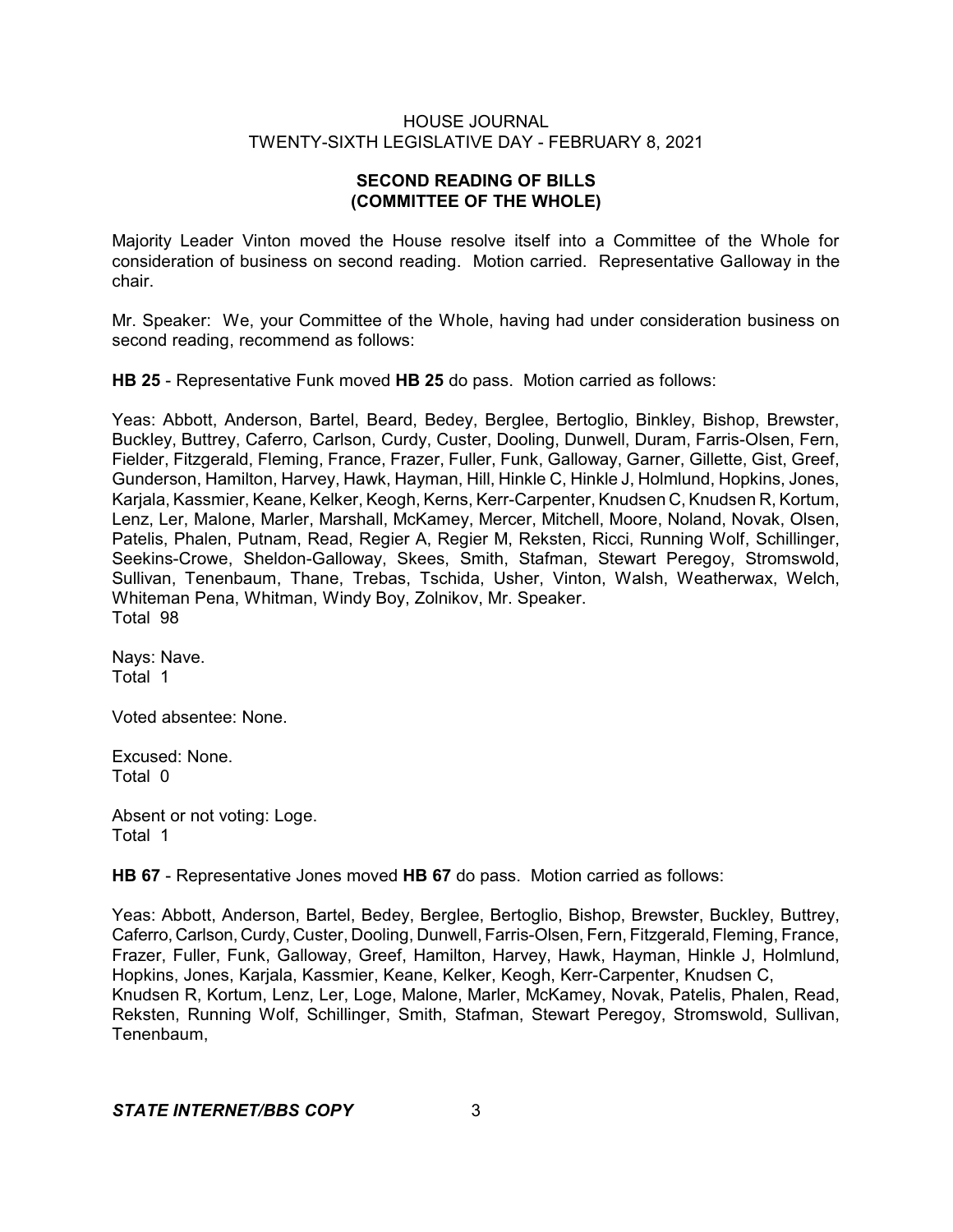## SECOND READING OF BILLS (COMMITTEE OF THE WHOLE)

Majority Leader Vinton moved the House resolve itself into a Committee of the Whole for consideration of business on second reading. Motion carried. Representative Galloway in the chair.

Mr. Speaker: We, your Committee of the Whole, having had under consideration business on second reading, recommend as follows:

**HB 25** - Representative Funk moved **HB 25** do pass. Motion carried as follows:

Yeas: Abbott, Anderson, Bartel, Beard, Bedey, Berglee, Bertoglio, Binkley, Bishop, Brewster, Buckley, Buttrey, Caferro, Carlson, Curdy, Custer, Dooling, Dunwell, Duram, Farris-Olsen, Fern, Fielder, Fitzgerald, Fleming, France, Frazer, Fuller, Funk, Galloway, Garner, Gillette, Gist, Greef, Gunderson, Hamilton, Harvey, Hawk, Hayman, Hill, Hinkle C, Hinkle J, Holmlund, Hopkins, Jones, Karjala, Kassmier, Keane, Kelker, Keogh, Kerns, Kerr-Carpenter, Knudsen C, Knudsen R, Kortum, Lenz, Ler, Malone, Marler, Marshall, McKamey, Mercer, Mitchell, Moore, Noland, Novak, Olsen, Patelis, Phalen, Putnam, Read, Regier A, Regier M, Reksten, Ricci, Running Wolf, Schillinger, Seekins-Crowe, Sheldon-Galloway, Skees, Smith, Stafman, Stewart Peregoy, Stromswold, Sullivan, Tenenbaum, Thane, Trebas, Tschida, Usher, Vinton, Walsh, Weatherwax, Welch, Whiteman Pena, Whitman, Windy Boy, Zolnikov, Mr. Speaker.
Total 98

Nays: Nave.
Total 1

Voted absentee: None.

Excused: None.
Total 0

Absent or not voting: Loge.
Total 1

**HB 67** - Representative Jones moved **HB 67** do pass. Motion carried as follows:

Yeas: Abbott, Anderson, Bartel, Bedey, Berglee, Bertoglio, Bishop, Brewster, Buckley, Buttrey, Caferro, Carlson, Curdy, Custer, Dooling, Dunwell, Farris-Olsen, Fern, Fitzgerald, Fleming, France, Frazer, Fuller, Funk, Galloway, Greef, Hamilton, Harvey, Hawk, Hayman, Hinkle J, Holmlund, Hopkins, Jones, Karjala, Kassmier, Keane, Kelker, Keogh, Kerr-Carpenter, Knudsen C, Knudsen R, Kortum, Lenz, Ler, Loge, Malone, Marler, McKamey, Novak, Patelis, Phalen, Read, Reksten, Running Wolf, Schillinger, Smith, Stafman, Stewart Peregoy, Stromswold, Sullivan, Tenenbaum,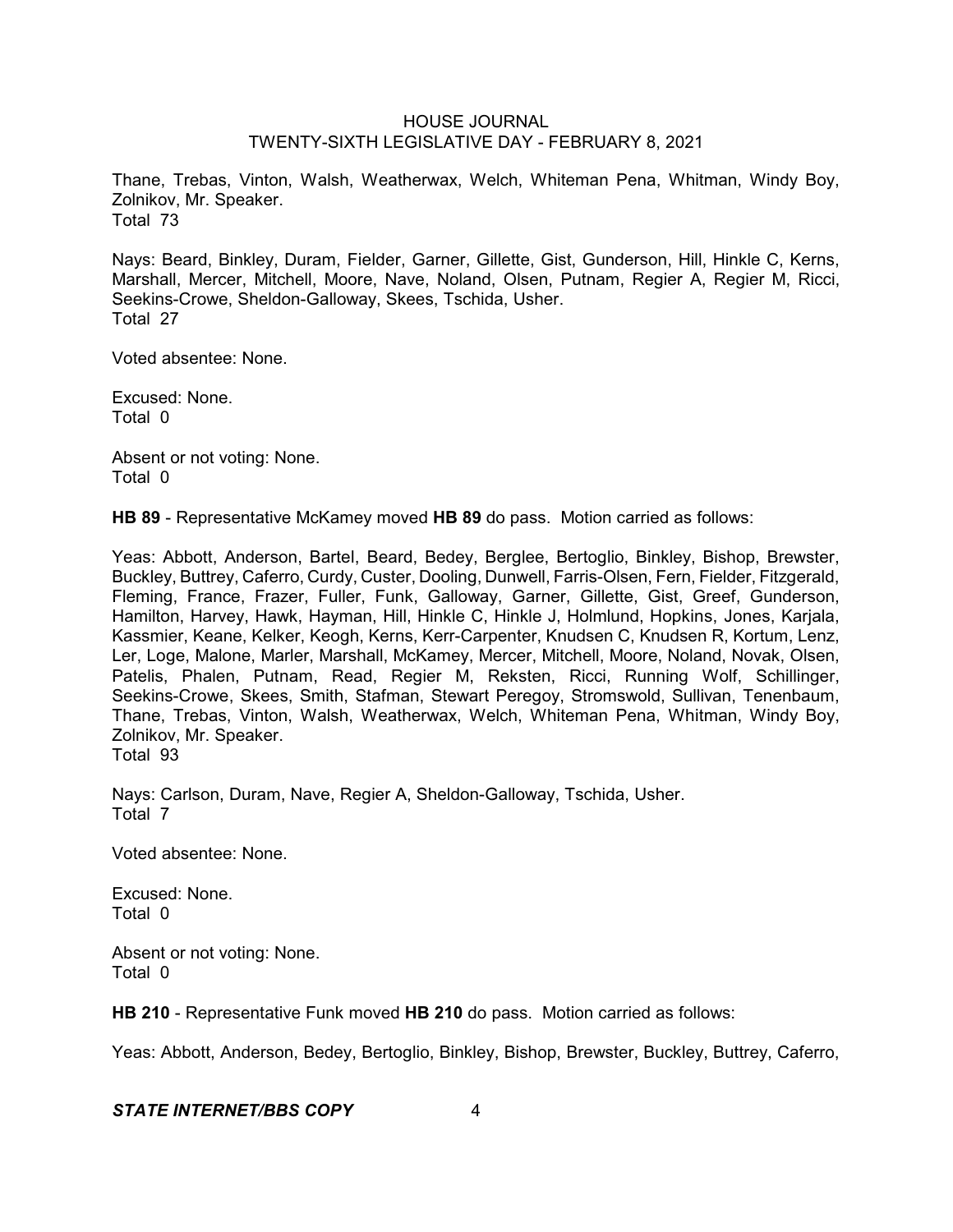Thane, Trebas, Vinton, Walsh, Weatherwax, Welch, Whiteman Pena, Whitman, Windy Boy, Zolnikov, Mr. Speaker.
Total 73

Nays: Beard, Binkley, Duram, Fielder, Garner, Gillette, Gist, Gunderson, Hill, Hinkle C, Kerns, Marshall, Mercer, Mitchell, Moore, Nave, Noland, Olsen, Putnam, Regier A, Regier M, Ricci, Seekins-Crowe, Sheldon-Galloway, Skees, Tschida, Usher.
Total 27

Voted absentee: None.

Excused: None.
Total 0

Absent or not voting: None.
Total 0

**HB 89** - Representative McKamey moved **HB 89** do pass. Motion carried as follows:

Yeas: Abbott, Anderson, Bartel, Beard, Bedey, Berglee, Bertoglio, Binkley, Bishop, Brewster, Buckley, Buttrey, Caferro, Curdy, Custer, Dooling, Dunwell, Farris-Olsen, Fern, Fielder, Fitzgerald, Fleming, France, Frazer, Fuller, Funk, Galloway, Garner, Gillette, Gist, Greef, Gunderson, Hamilton, Harvey, Hawk, Hayman, Hill, Hinkle C, Hinkle J, Holmlund, Hopkins, Jones, Karjala, Kassmier, Keane, Kelker, Keogh, Kerns, Kerr-Carpenter, Knudsen C, Knudsen R, Kortum, Lenz, Ler, Loge, Malone, Marler, Marshall, McKamey, Mercer, Mitchell, Moore, Noland, Novak, Olsen, Patelis, Phalen, Putnam, Read, Regier M, Reksten, Ricci, Running Wolf, Schillinger, Seekins-Crowe, Skees, Smith, Stafman, Stewart Peregoy, Stromswold, Sullivan, Tenenbaum, Thane, Trebas, Vinton, Walsh, Weatherwax, Welch, Whiteman Pena, Whitman, Windy Boy, Zolnikov, Mr. Speaker.
Total 93

Nays: Carlson, Duram, Nave, Regier A, Sheldon-Galloway, Tschida, Usher.
Total 7

Voted absentee: None.

Excused: None.
Total 0

Absent or not voting: None.
Total 0

**HB 210** - Representative Funk moved **HB 210** do pass. Motion carried as follows:

Yeas: Abbott, Anderson, Bedey, Bertoglio, Binkley, Bishop, Brewster, Buckley, Buttrey, Caferro,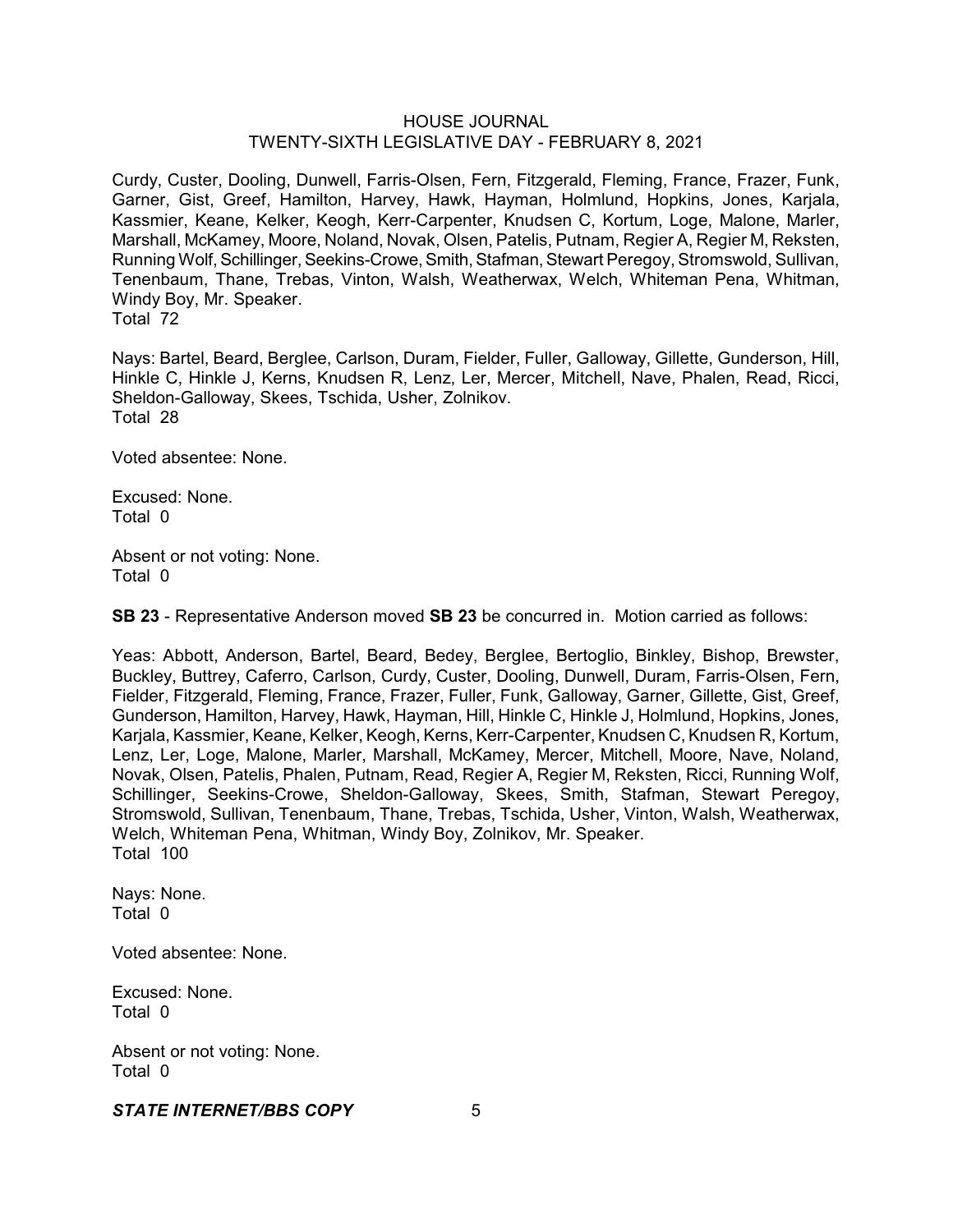Curdy, Custer, Dooling, Dunwell, Farris-Olsen, Fern, Fitzgerald, Fleming, France, Frazer, Funk, Garner, Gist, Greef, Hamilton, Harvey, Hawk, Hayman, Holmlund, Hopkins, Jones, Karjala, Kassmier, Keane, Kelker, Keogh, Kerr-Carpenter, Knudsen C, Kortum, Loge, Malone, Marler, Marshall, McKamey, Moore, Noland, Novak, Olsen, Patelis, Putnam, Regier A, Regier M, Reksten, Running Wolf, Schillinger, Seekins-Crowe, Smith, Stafman, Stewart Peregoy, Stromswold, Sullivan, Tenenbaum, Thane, Trebas, Vinton, Walsh, Weatherwax, Welch, Whiteman Pena, Whitman, Windy Boy, Mr. Speaker.
Total 72

Nays: Bartel, Beard, Berglee, Carlson, Duram, Fielder, Fuller, Galloway, Gillette, Gunderson, Hill, Hinkle C, Hinkle J, Kerns, Knudsen R, Lenz, Ler, Mercer, Mitchell, Nave, Phalen, Read, Ricci, Sheldon-Galloway, Skees, Tschida, Usher, Zolnikov.
Total 28

Voted absentee: None.

Excused: None.
Total 0

Absent or not voting: None.
Total 0

**SB 23** - Representative Anderson moved **SB 23** be concurred in. Motion carried as follows:

Yeas: Abbott, Anderson, Bartel, Beard, Bedey, Berglee, Bertoglio, Binkley, Bishop, Brewster, Buckley, Buttrey, Caferro, Carlson, Curdy, Custer, Dooling, Dunwell, Duram, Farris-Olsen, Fern, Fielder, Fitzgerald, Fleming, France, Frazer, Fuller, Funk, Galloway, Garner, Gillette, Gist, Greef, Gunderson, Hamilton, Harvey, Hawk, Hayman, Hill, Hinkle C, Hinkle J, Holmlund, Hopkins, Jones, Karjala, Kassmier, Keane, Kelker, Keogh, Kerns, Kerr-Carpenter, Knudsen C, Knudsen R, Kortum, Lenz, Ler, Loge, Malone, Marler, Marshall, McKamey, Mercer, Mitchell, Moore, Nave, Noland, Novak, Olsen, Patelis, Phalen, Putnam, Read, Regier A, Regier M, Reksten, Ricci, Running Wolf, Schillinger, Seekins-Crowe, Sheldon-Galloway, Skees, Smith, Stafman, Stewart Peregoy, Stromswold, Sullivan, Tenenbaum, Thane, Trebas, Tschida, Usher, Vinton, Walsh, Weatherwax, Welch, Whiteman Pena, Whitman, Windy Boy, Zolnikov, Mr. Speaker.
Total 100

Nays: None.
Total 0

Voted absentee: None.

Excused: None.
Total 0

Absent or not voting: None.
Total 0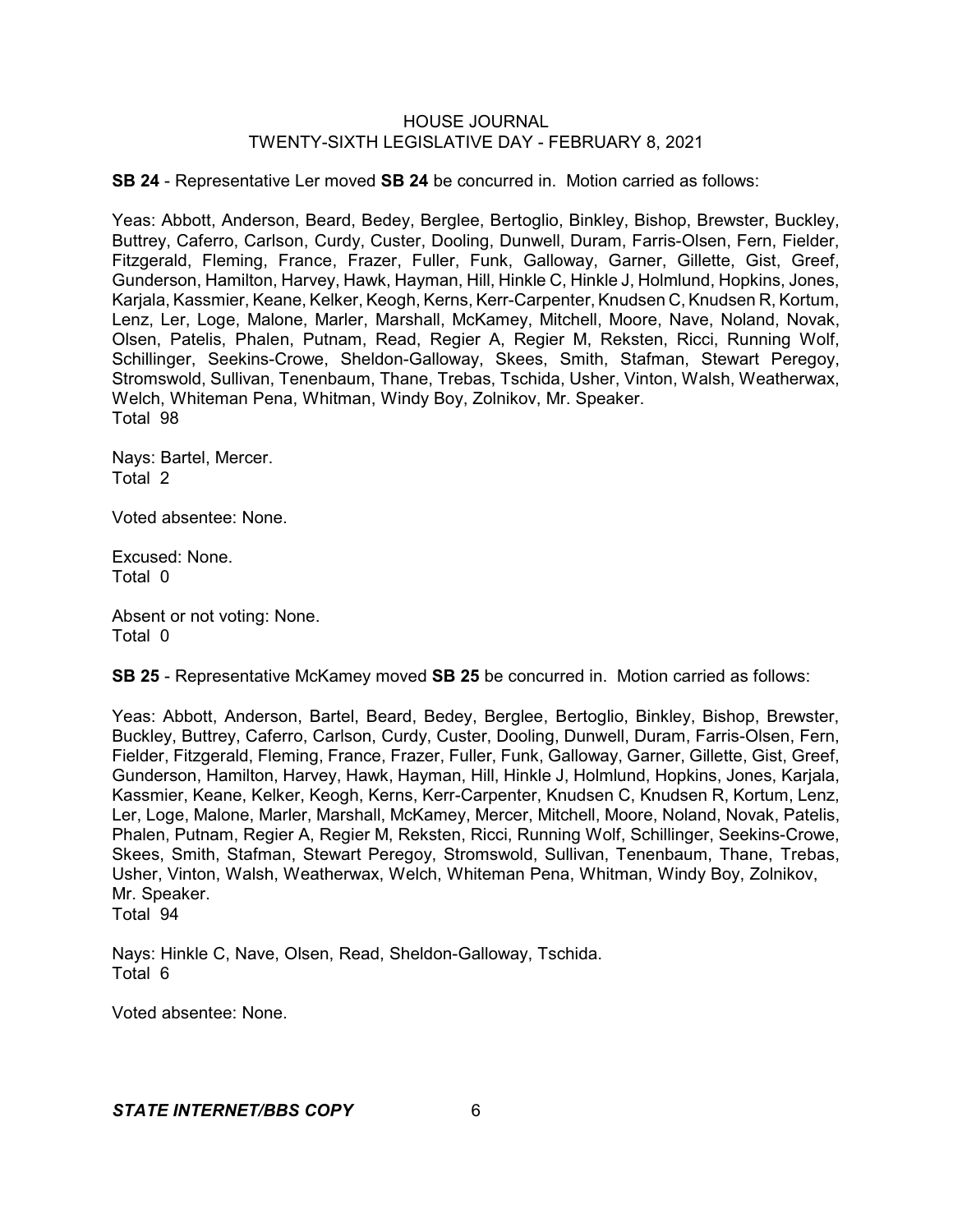**SB 24** - Representative Ler moved **SB 24** be concurred in. Motion carried as follows:

Yeas: Abbott, Anderson, Beard, Bedey, Berglee, Bertoglio, Binkley, Bishop, Brewster, Buckley, Buttrey, Caferro, Carlson, Curdy, Custer, Dooling, Dunwell, Duram, Farris-Olsen, Fern, Fielder, Fitzgerald, Fleming, France, Frazer, Fuller, Funk, Galloway, Garner, Gillette, Gist, Greef, Gunderson, Hamilton, Harvey, Hawk, Hayman, Hill, Hinkle C, Hinkle J, Holmlund, Hopkins, Jones, Karjala, Kassmier, Keane, Kelker, Keogh, Kerns, Kerr-Carpenter, Knudsen C, Knudsen R, Kortum, Lenz, Ler, Loge, Malone, Marler, Marshall, McKamey, Mitchell, Moore, Nave, Noland, Novak, Olsen, Patelis, Phalen, Putnam, Read, Regier A, Regier M, Reksten, Ricci, Running Wolf, Schillinger, Seekins-Crowe, Sheldon-Galloway, Skees, Smith, Stafman, Stewart Peregoy, Stromswold, Sullivan, Tenenbaum, Thane, Trebas, Tschida, Usher, Vinton, Walsh, Weatherwax, Welch, Whiteman Pena, Whitman, Windy Boy, Zolnikov, Mr. Speaker.
Total 98

Nays: Bartel, Mercer.
Total 2

Voted absentee: None.

Excused: None.
Total 0

Absent or not voting: None.
Total 0

**SB 25** - Representative McKamey moved **SB 25** be concurred in. Motion carried as follows:

Yeas: Abbott, Anderson, Bartel, Beard, Bedey, Berglee, Bertoglio, Binkley, Bishop, Brewster, Buckley, Buttrey, Caferro, Carlson, Curdy, Custer, Dooling, Dunwell, Duram, Farris-Olsen, Fern, Fielder, Fitzgerald, Fleming, France, Frazer, Fuller, Funk, Galloway, Garner, Gillette, Gist, Greef, Gunderson, Hamilton, Harvey, Hawk, Hayman, Hill, Hinkle J, Holmlund, Hopkins, Jones, Karjala, Kassmier, Keane, Kelker, Keogh, Kerns, Kerr-Carpenter, Knudsen C, Knudsen R, Kortum, Lenz, Ler, Loge, Malone, Marler, Marshall, McKamey, Mercer, Mitchell, Moore, Noland, Novak, Patelis, Phalen, Putnam, Regier A, Regier M, Reksten, Ricci, Running Wolf, Schillinger, Seekins-Crowe, Skees, Smith, Stafman, Stewart Peregoy, Stromswold, Sullivan, Tenenbaum, Thane, Trebas, Usher, Vinton, Walsh, Weatherwax, Welch, Whiteman Pena, Whitman, Windy Boy, Zolnikov, Mr. Speaker.
Total 94

Nays: Hinkle C, Nave, Olsen, Read, Sheldon-Galloway, Tschida.
Total 6

Voted absentee: None.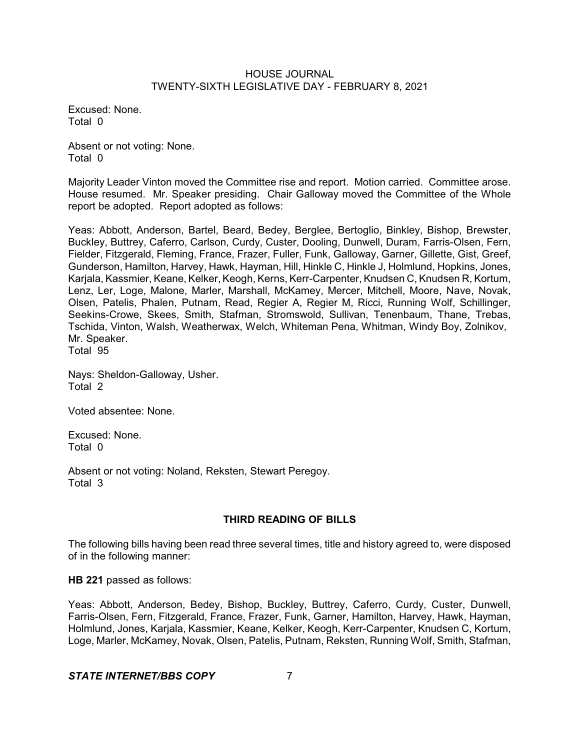Excused: None.
Total 0

Absent or not voting: None.
Total 0

Majority Leader Vinton moved the Committee rise and report. Motion carried. Committee arose. House resumed. Mr. Speaker presiding. Chair Galloway moved the Committee of the Whole report be adopted. Report adopted as follows:

Yeas: Abbott, Anderson, Bartel, Beard, Bedey, Berglee, Bertoglio, Binkley, Bishop, Brewster, Buckley, Buttrey, Caferro, Carlson, Curdy, Custer, Dooling, Dunwell, Duram, Farris-Olsen, Fern, Fielder, Fitzgerald, Fleming, France, Frazer, Fuller, Funk, Galloway, Garner, Gillette, Gist, Greef, Gunderson, Hamilton, Harvey, Hawk, Hayman, Hill, Hinkle C, Hinkle J, Holmlund, Hopkins, Jones, Karjala, Kassmier, Keane, Kelker, Keogh, Kerns, Kerr-Carpenter, Knudsen C, Knudsen R, Kortum, Lenz, Ler, Loge, Malone, Marler, Marshall, McKamey, Mercer, Mitchell, Moore, Nave, Novak, Olsen, Patelis, Phalen, Putnam, Read, Regier A, Regier M, Ricci, Running Wolf, Schillinger, Seekins-Crowe, Skees, Smith, Stafman, Stromswold, Sullivan, Tenenbaum, Thane, Trebas, Tschida, Vinton, Walsh, Weatherwax, Welch, Whiteman Pena, Whitman, Windy Boy, Zolnikov, Mr. Speaker.
Total 95

Nays: Sheldon-Galloway, Usher.
Total 2

Voted absentee: None.

Excused: None.
Total 0

Absent or not voting: Noland, Reksten, Stewart Peregoy.
Total 3

## THIRD READING OF BILLS

The following bills having been read three several times, title and history agreed to, were disposed of in the following manner:

**HB 221** passed as follows:

Yeas: Abbott, Anderson, Bedey, Bishop, Buckley, Buttrey, Caferro, Curdy, Custer, Dunwell, Farris-Olsen, Fern, Fitzgerald, France, Frazer, Funk, Garner, Hamilton, Harvey, Hawk, Hayman, Holmlund, Jones, Karjala, Kassmier, Keane, Kelker, Keogh, Kerr-Carpenter, Knudsen C, Kortum, Loge, Marler, McKamey, Novak, Olsen, Patelis, Putnam, Reksten, Running Wolf, Smith, Stafman,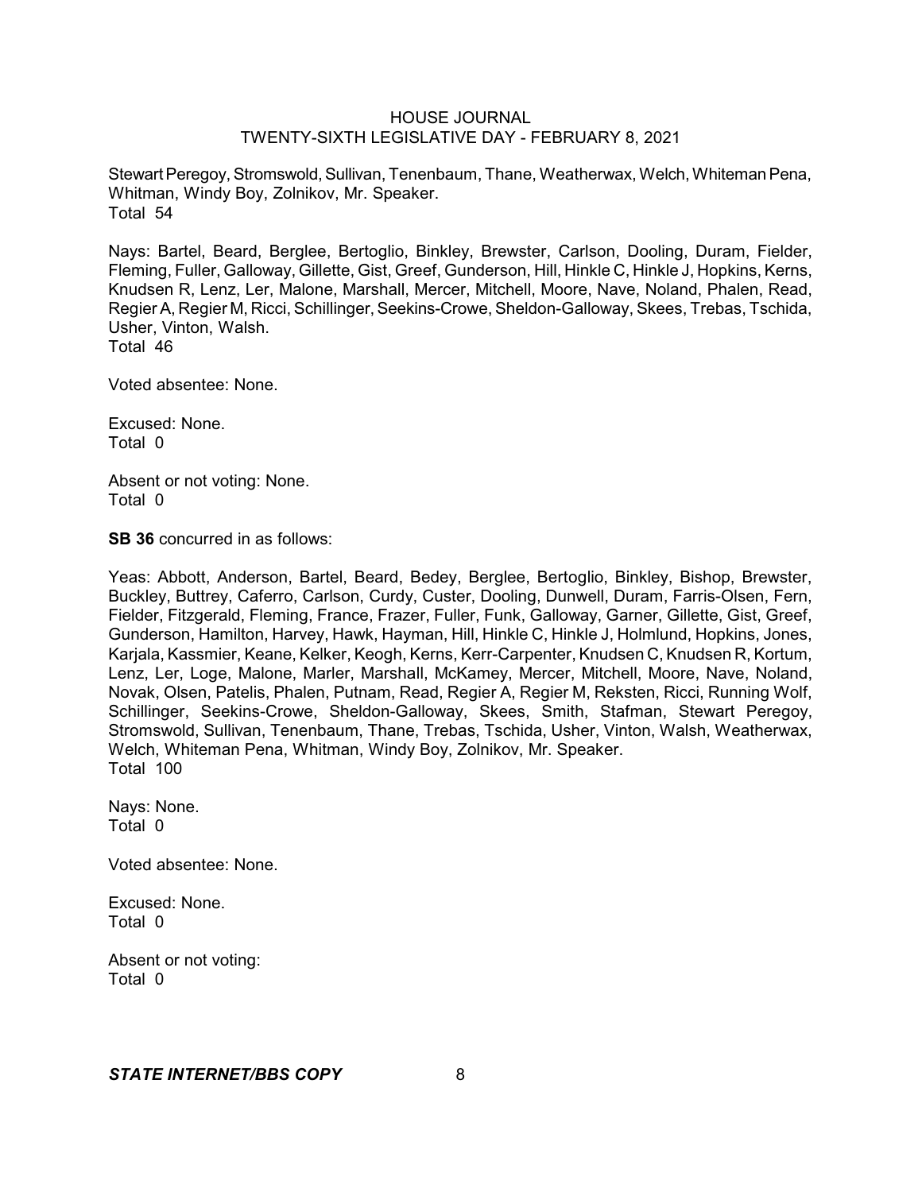Stewart Peregoy, Stromswold, Sullivan, Tenenbaum, Thane, Weatherwax, Welch, Whiteman Pena, Whitman, Windy Boy, Zolnikov, Mr. Speaker.
Total 54

Nays: Bartel, Beard, Berglee, Bertoglio, Binkley, Brewster, Carlson, Dooling, Duram, Fielder, Fleming, Fuller, Galloway, Gillette, Gist, Greef, Gunderson, Hill, Hinkle C, Hinkle J, Hopkins, Kerns, Knudsen R, Lenz, Ler, Malone, Marshall, Mercer, Mitchell, Moore, Nave, Noland, Phalen, Read, Regier A, Regier M, Ricci, Schillinger, Seekins-Crowe, Sheldon-Galloway, Skees, Trebas, Tschida, Usher, Vinton, Walsh.
Total 46

Voted absentee: None.

Excused: None.
Total 0

Absent or not voting: None.
Total 0

**SB 36** concurred in as follows:

Yeas: Abbott, Anderson, Bartel, Beard, Bedey, Berglee, Bertoglio, Binkley, Bishop, Brewster, Buckley, Buttrey, Caferro, Carlson, Curdy, Custer, Dooling, Dunwell, Duram, Farris-Olsen, Fern, Fielder, Fitzgerald, Fleming, France, Frazer, Fuller, Funk, Galloway, Garner, Gillette, Gist, Greef, Gunderson, Hamilton, Harvey, Hawk, Hayman, Hill, Hinkle C, Hinkle J, Holmlund, Hopkins, Jones, Karjala, Kassmier, Keane, Kelker, Keogh, Kerns, Kerr-Carpenter, Knudsen C, Knudsen R, Kortum, Lenz, Ler, Loge, Malone, Marler, Marshall, McKamey, Mercer, Mitchell, Moore, Nave, Noland, Novak, Olsen, Patelis, Phalen, Putnam, Read, Regier A, Regier M, Reksten, Ricci, Running Wolf, Schillinger, Seekins-Crowe, Sheldon-Galloway, Skees, Smith, Stafman, Stewart Peregoy, Stromswold, Sullivan, Tenenbaum, Thane, Trebas, Tschida, Usher, Vinton, Walsh, Weatherwax, Welch, Whiteman Pena, Whitman, Windy Boy, Zolnikov, Mr. Speaker.
Total 100

Nays: None.
Total 0

Voted absentee: None.

Excused: None.
Total 0

Absent or not voting:
Total 0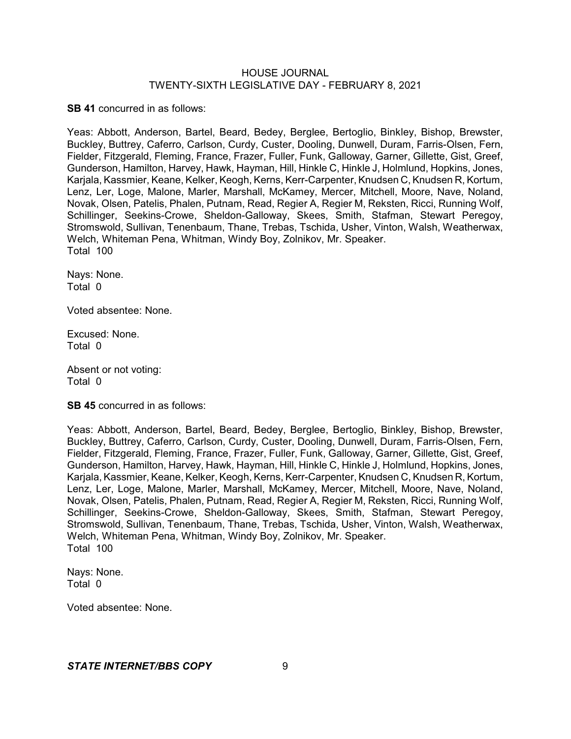**SB 41** concurred in as follows:

Yeas: Abbott, Anderson, Bartel, Beard, Bedey, Berglee, Bertoglio, Binkley, Bishop, Brewster, Buckley, Buttrey, Caferro, Carlson, Curdy, Custer, Dooling, Dunwell, Duram, Farris-Olsen, Fern, Fielder, Fitzgerald, Fleming, France, Frazer, Fuller, Funk, Galloway, Garner, Gillette, Gist, Greef, Gunderson, Hamilton, Harvey, Hawk, Hayman, Hill, Hinkle C, Hinkle J, Holmlund, Hopkins, Jones, Karjala, Kassmier, Keane, Kelker, Keogh, Kerns, Kerr-Carpenter, Knudsen C, Knudsen R, Kortum, Lenz, Ler, Loge, Malone, Marler, Marshall, McKamey, Mercer, Mitchell, Moore, Nave, Noland, Novak, Olsen, Patelis, Phalen, Putnam, Read, Regier A, Regier M, Reksten, Ricci, Running Wolf, Schillinger, Seekins-Crowe, Sheldon-Galloway, Skees, Smith, Stafman, Stewart Peregoy, Stromswold, Sullivan, Tenenbaum, Thane, Trebas, Tschida, Usher, Vinton, Walsh, Weatherwax, Welch, Whiteman Pena, Whitman, Windy Boy, Zolnikov, Mr. Speaker.
Total 100

Nays: None.
Total 0

Voted absentee: None.

Excused: None.
Total 0

Absent or not voting:
Total 0

**SB 45** concurred in as follows:

Yeas: Abbott, Anderson, Bartel, Beard, Bedey, Berglee, Bertoglio, Binkley, Bishop, Brewster, Buckley, Buttrey, Caferro, Carlson, Curdy, Custer, Dooling, Dunwell, Duram, Farris-Olsen, Fern, Fielder, Fitzgerald, Fleming, France, Frazer, Fuller, Funk, Galloway, Garner, Gillette, Gist, Greef, Gunderson, Hamilton, Harvey, Hawk, Hayman, Hill, Hinkle C, Hinkle J, Holmlund, Hopkins, Jones, Karjala, Kassmier, Keane, Kelker, Keogh, Kerns, Kerr-Carpenter, Knudsen C, Knudsen R, Kortum, Lenz, Ler, Loge, Malone, Marler, Marshall, McKamey, Mercer, Mitchell, Moore, Nave, Noland, Novak, Olsen, Patelis, Phalen, Putnam, Read, Regier A, Regier M, Reksten, Ricci, Running Wolf, Schillinger, Seekins-Crowe, Sheldon-Galloway, Skees, Smith, Stafman, Stewart Peregoy, Stromswold, Sullivan, Tenenbaum, Thane, Trebas, Tschida, Usher, Vinton, Walsh, Weatherwax, Welch, Whiteman Pena, Whitman, Windy Boy, Zolnikov, Mr. Speaker.
Total 100

Nays: None.
Total 0

Voted absentee: None.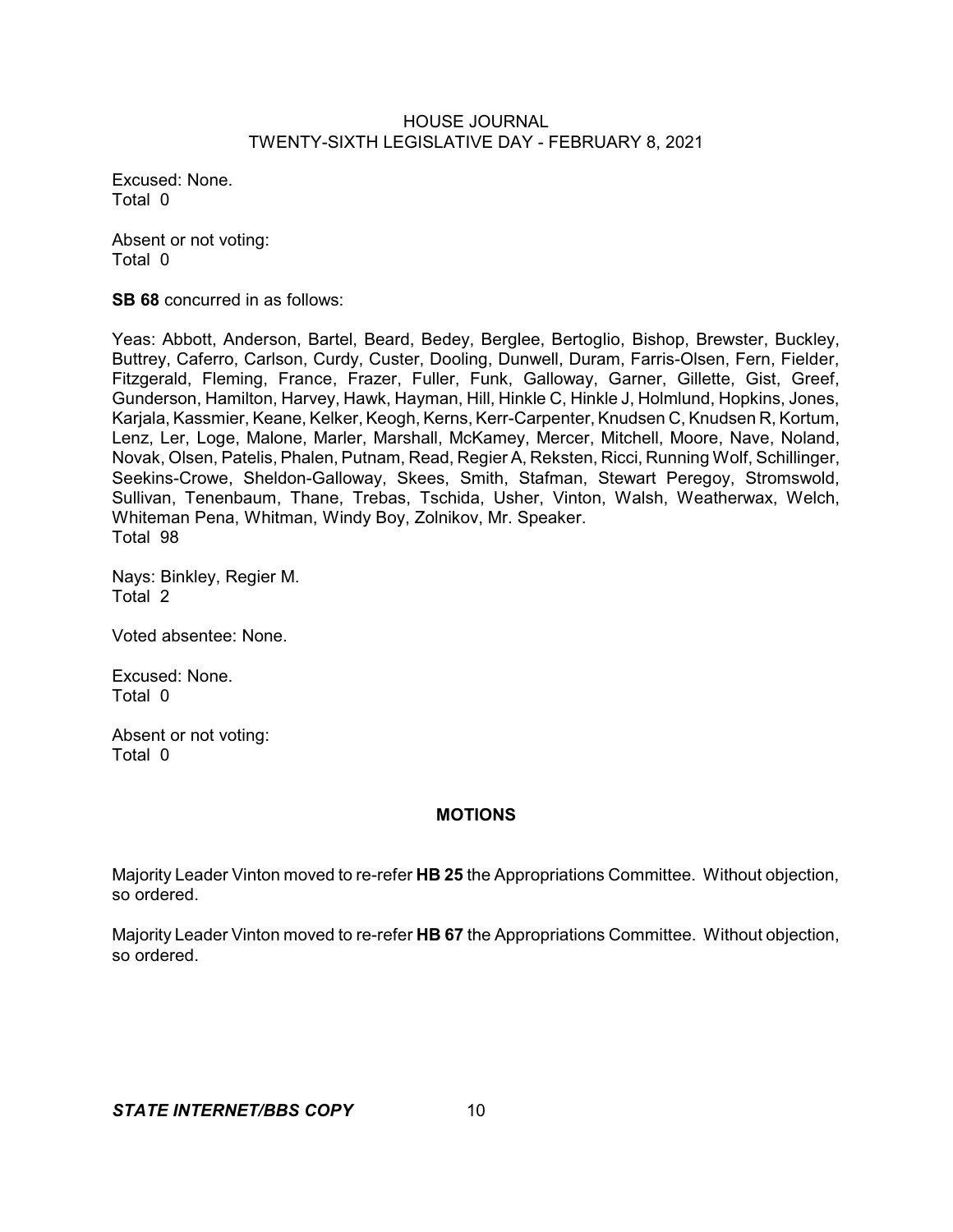Excused: None.
Total 0

Absent or not voting:
Total 0

**SB 68** concurred in as follows:

Yeas: Abbott, Anderson, Bartel, Beard, Bedey, Berglee, Bertoglio, Bishop, Brewster, Buckley, Buttrey, Caferro, Carlson, Curdy, Custer, Dooling, Dunwell, Duram, Farris-Olsen, Fern, Fielder, Fitzgerald, Fleming, France, Frazer, Fuller, Funk, Galloway, Garner, Gillette, Gist, Greef, Gunderson, Hamilton, Harvey, Hawk, Hayman, Hill, Hinkle C, Hinkle J, Holmlund, Hopkins, Jones, Karjala, Kassmier, Keane, Kelker, Keogh, Kerns, Kerr-Carpenter, Knudsen C, Knudsen R, Kortum, Lenz, Ler, Loge, Malone, Marler, Marshall, McKamey, Mercer, Mitchell, Moore, Nave, Noland, Novak, Olsen, Patelis, Phalen, Putnam, Read, Regier A, Reksten, Ricci, Running Wolf, Schillinger, Seekins-Crowe, Sheldon-Galloway, Skees, Smith, Stafman, Stewart Peregoy, Stromswold, Sullivan, Tenenbaum, Thane, Trebas, Tschida, Usher, Vinton, Walsh, Weatherwax, Welch, Whiteman Pena, Whitman, Windy Boy, Zolnikov, Mr. Speaker.
Total 98

Nays: Binkley, Regier M.
Total 2

Voted absentee: None.

Excused: None.
Total 0

Absent or not voting:
Total 0

## MOTIONS

Majority Leader Vinton moved to re-refer **HB 25** the Appropriations Committee. Without objection, so ordered.

Majority Leader Vinton moved to re-refer **HB 67** the Appropriations Committee. Without objection, so ordered.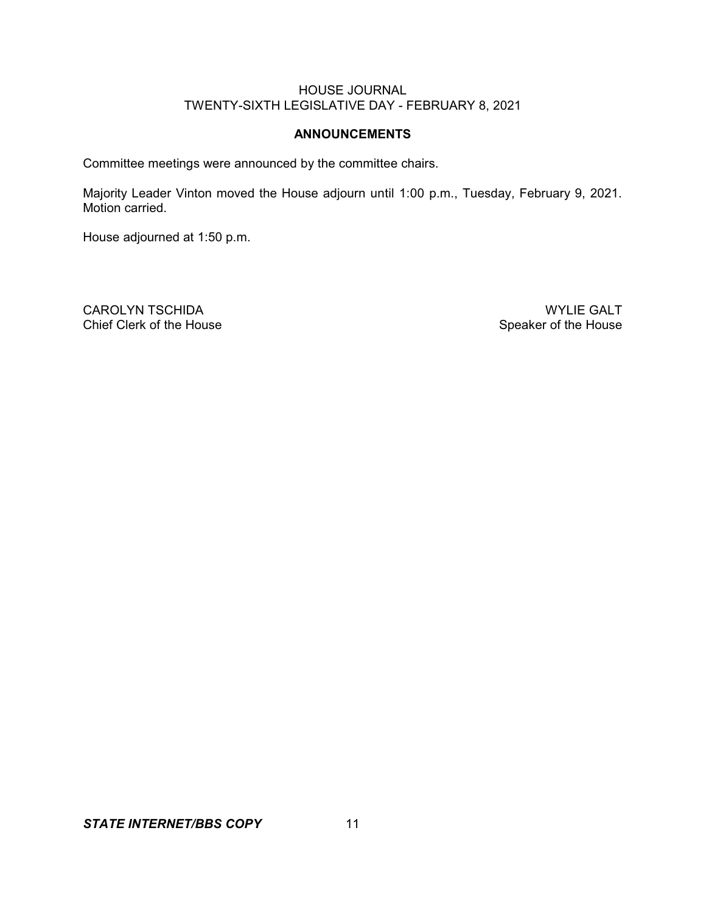## ANNOUNCEMENTS

Committee meetings were announced by the committee chairs.

Majority Leader Vinton moved the House adjourn until 1:00 p.m., Tuesday, February 9, 2021. Motion carried.

House adjourned at 1:50 p.m.

CAROLYN TSCHIDA
Chief Clerk of the House

WYLIE GALT
Speaker of the House